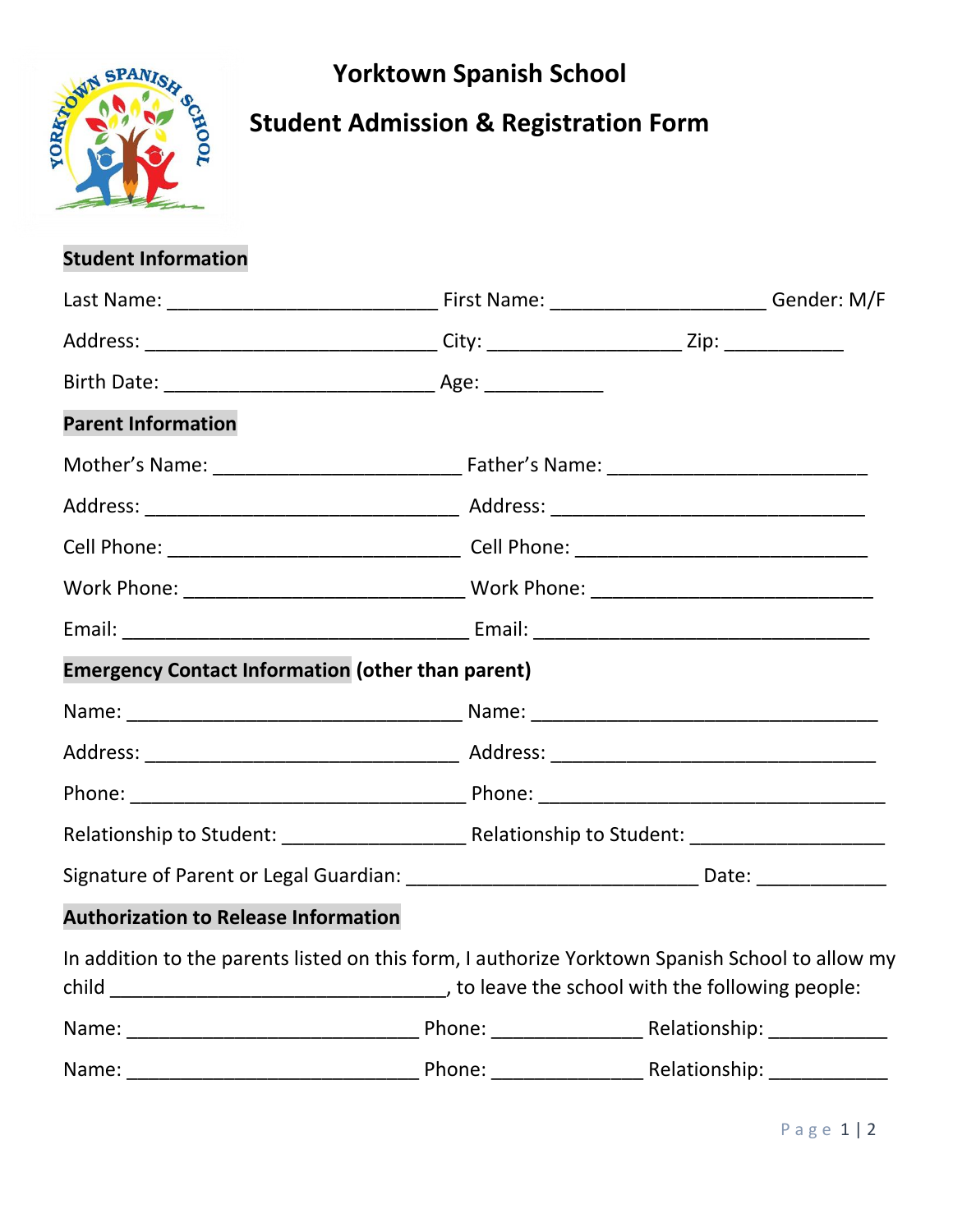# Yorktown Spanish School

## Student Admission & Registration Form

### Student Information

Last Name: ________________________ First Name: ____________________ Gender: M/F

Address: ___________________________ City: __________________ Zip: ___________

Birth Date: _________________________ Age: ___________

### Parent Information

Mother's Name: _______________________ Father's Name: ________________________

Address: _____________________________ Address: _____________________________

Cell Phone: ___________________________ Cell Phone: ___________________________

Work Phone: __________________________ Work Phone: __________________________

Email: ________________________________ Email: ________________________________

### Emergency Contact Information (other than parent)

Name: ________________________________ Name: ________________________________

Address: _____________________________ Address: ______________________________

Phone: _______________________________ Phone: ________________________________

Relationship to Student: _________________ Relationship to Student: __________________

Signature of Parent or Legal Guardian: ___________________________ Date: ____________

### Authorization to Release Information

In addition to the parents listed on this form, I authorize Yorktown Spanish School to allow my child _______________________________, to leave the school with the following people:

Name: ___________________________ Phone: ______________ Relationship: ___________

Name: ___________________________ Phone: ______________ Relationship: ___________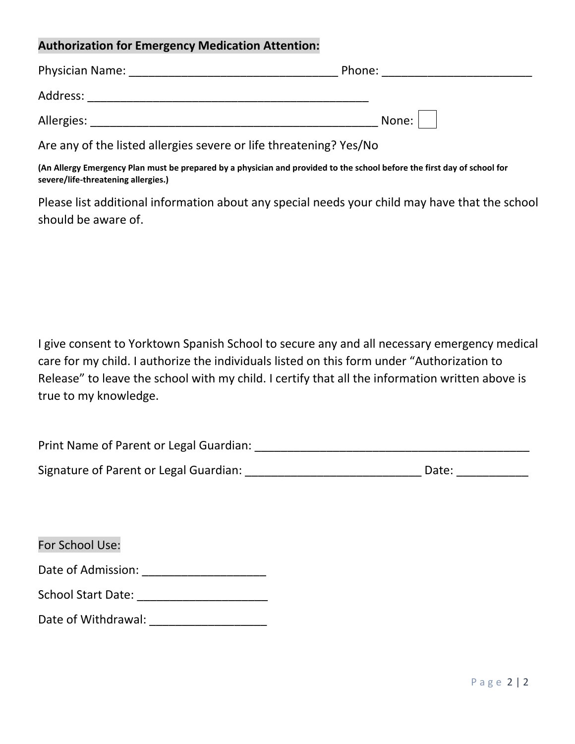**Authorization for Emergency Medication Attention:**

Physician Name: ________________________________ Phone: _______________________

Address: ___________________________________________

Allergies: _____________________________________________ None: ☐

Are any of the listed allergies severe or life threatening? Yes/No

**(An Allergy Emergency Plan must be prepared by a physician and provided to the school before the first day of school for severe/life-threatening allergies.)**

Please list additional information about any special needs your child may have that the school should be aware of.

I give consent to Yorktown Spanish School to secure any and all necessary emergency medical care for my child. I authorize the individuals listed on this form under "Authorization to Release" to leave the school with my child. I certify that all the information written above is true to my knowledge.

Print Name of Parent or Legal Guardian: __________________________________________

Signature of Parent or Legal Guardian: ___________________________ Date: ___________

For School Use:

Date of Admission: ___________________

School Start Date: ____________________

Date of Withdrawal: __________________